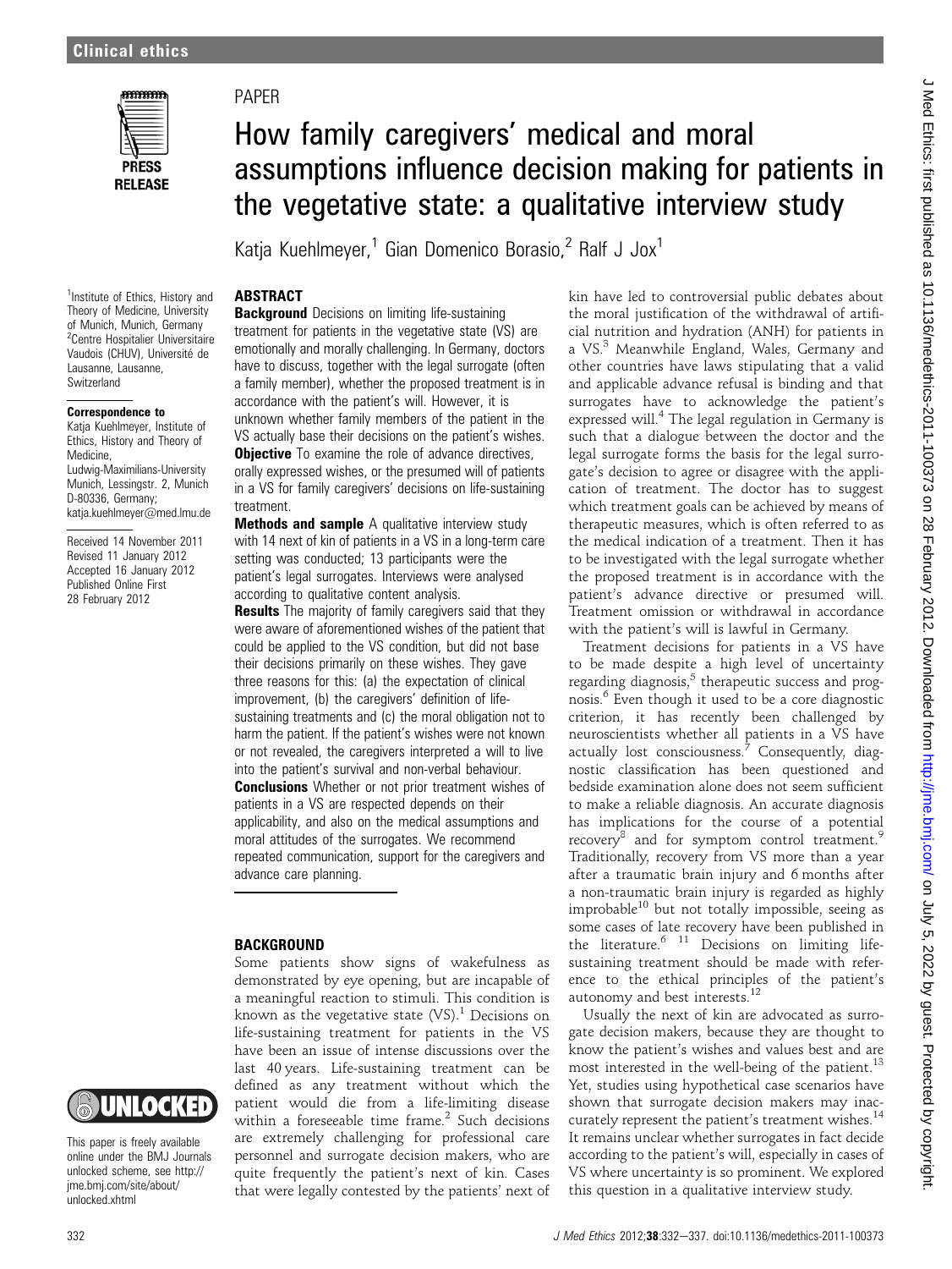Clinical ethics

PAPER

# How family caregivers' medical and moral assumptions influence decision making for patients in the vegetative state: a qualitative interview study

Katja Kuehlmeyer,[1] Gian Domenico Borasio,[2] Ralf J Jox[1]

[1]Institute of Ethics, History and Theory of Medicine, University of Munich, Munich, Germany
[2]Centre Hospitalier Universitaire Vaudois (CHUV), Université de Lausanne, Lausanne, Switzerland

**Correspondence to**
Katja Kuehlmeyer, Institute of Ethics, History and Theory of Medicine, Ludwig-Maximilians-University Munich, Lessingstr. 2, Munich D-80336, Germany; katja.kuehlmeyer@med.lmu.de

Received 14 November 2011
Revised 11 January 2012
Accepted 16 January 2012
Published Online First 28 February 2012

This paper is freely available online under the BMJ Journals unlocked scheme, see http://jme.bmj.com/site/about/unlocked.xhtml

## ABSTRACT

**Background** Decisions on limiting life-sustaining treatment for patients in the vegetative state (VS) are emotionally and morally challenging. In Germany, doctors have to discuss, together with the legal surrogate (often a family member), whether the proposed treatment is in accordance with the patient's will. However, it is unknown whether family members of the patient in the VS actually base their decisions on the patient's wishes.

**Objective** To examine the role of advance directives, orally expressed wishes, or the presumed will of patients in a VS for family caregivers' decisions on life-sustaining treatment.

**Methods and sample** A qualitative interview study with 14 next of kin of patients in a VS in a long-term care setting was conducted; 13 participants were the patient's legal surrogates. Interviews were analysed according to qualitative content analysis.

**Results** The majority of family caregivers said that they were aware of aforementioned wishes of the patient that could be applied to the VS condition, but did not base their decisions primarily on these wishes. They gave three reasons for this: (a) the expectation of clinical improvement, (b) the caregivers' definition of life-sustaining treatments and (c) the moral obligation not to harm the patient. If the patient's wishes were not known or not revealed, the caregivers interpreted a will to live into the patient's survival and non-verbal behaviour.

**Conclusions** Whether or not prior treatment wishes of patients in a VS are respected depends on their applicability, and also on the medical assumptions and moral attitudes of the surrogates. We recommend repeated communication, support for the caregivers and advance care planning.

## BACKGROUND

Some patients show signs of wakefulness as demonstrated by eye opening, but are incapable of a meaningful reaction to stimuli. This condition is known as the vegetative state (VS).[1] Decisions on life-sustaining treatment for patients in the VS have been an issue of intense discussions over the last 40 years. Life-sustaining treatment can be defined as any treatment without which the patient would die from a life-limiting disease within a foreseeable time frame.[2] Such decisions are extremely challenging for professional care personnel and surrogate decision makers, who are quite frequently the patient's next of kin. Cases that were legally contested by the patients' next of kin have led to controversial public debates about the moral justification of the withdrawal of artificial nutrition and hydration (ANH) for patients in a VS.[3] Meanwhile England, Wales, Germany and other countries have laws stipulating that a valid and applicable advance refusal is binding and that surrogates have to acknowledge the patient's expressed will.[4] The legal regulation in Germany is such that a dialogue between the doctor and the legal surrogate forms the basis for the legal surrogate's decision to agree or disagree with the application of treatment. The doctor has to suggest which treatment goals can be achieved by means of therapeutic measures, which is often referred to as the medical indication of a treatment. Then it has to be investigated with the legal surrogate whether the proposed treatment is in accordance with the patient's advance directive or presumed will. Treatment omission or withdrawal in accordance with the patient's will is lawful in Germany.

Treatment decisions for patients in a VS have to be made despite a high level of uncertainty regarding diagnosis,[5] therapeutic success and prognosis.[6] Even though it used to be a core diagnostic criterion, it has recently been challenged by neuroscientists whether all patients in a VS have actually lost consciousness.[7] Consequently, diagnostic classification has been questioned and bedside examination alone does not seem sufficient to make a reliable diagnosis. An accurate diagnosis has implications for the course of a potential recovery[8] and for symptom control treatment.[9] Traditionally, recovery from VS more than a year after a traumatic brain injury and 6 months after a non-traumatic brain injury is regarded as highly improbable[10] but not totally impossible, seeing as some cases of late recovery have been published in the literature.[6,11] Decisions on limiting life-sustaining treatment should be made with reference to the ethical principles of the patient's autonomy and best interests.[12]

Usually the next of kin are advocated as surrogate decision makers, because they are thought to know the patient's wishes and values best and are most interested in the well-being of the patient.[13] Yet, studies using hypothetical case scenarios have shown that surrogate decision makers may inaccurately represent the patient's treatment wishes.[14] It remains unclear whether surrogates in fact decide according to the patient's will, especially in cases of VS where uncertainty is so prominent. We explored this question in a qualitative interview study.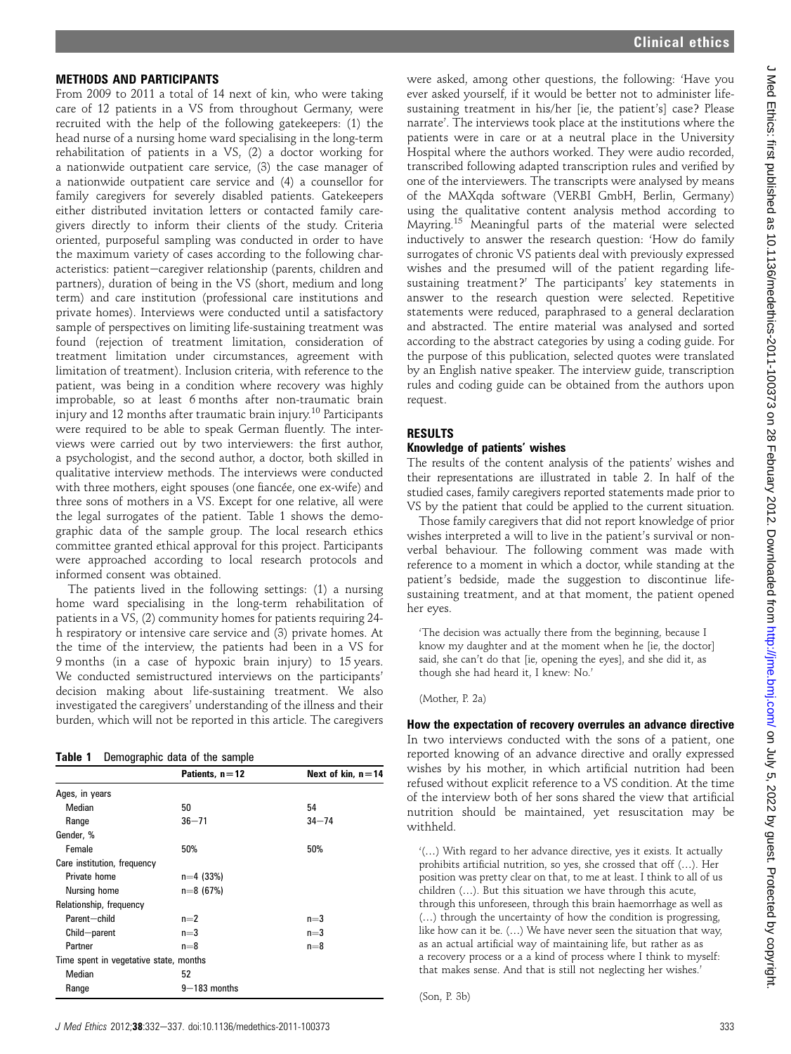## METHODS AND PARTICIPANTS

From 2009 to 2011 a total of 14 next of kin, who were taking care of 12 patients in a VS from throughout Germany, were recruited with the help of the following gatekeepers: (1) the head nurse of a nursing home ward specialising in the long-term rehabilitation of patients in a VS, (2) a doctor working for a nationwide outpatient care service, (3) the case manager of a nationwide outpatient care service and (4) a counsellor for family caregivers for severely disabled patients. Gatekeepers either distributed invitation letters or contacted family caregivers directly to inform their clients of the study. Criteria oriented, purposeful sampling was conducted in order to have the maximum variety of cases according to the following characteristics: patient–caregiver relationship (parents, children and partners), duration of being in the VS (short, medium and long term) and care institution (professional care institutions and private homes). Interviews were conducted until a satisfactory sample of perspectives on limiting life-sustaining treatment was found (rejection of treatment limitation, consideration of treatment limitation under circumstances, agreement with limitation of treatment). Inclusion criteria, with reference to the patient, was being in a condition where recovery was highly improbable, so at least 6 months after non-traumatic brain injury and 12 months after traumatic brain injury.[10] Participants were required to be able to speak German fluently. The interviews were carried out by two interviewers: the first author, a psychologist, and the second author, a doctor, both skilled in qualitative interview methods. The interviews were conducted with three mothers, eight spouses (one fiancée, one ex-wife) and three sons of mothers in a VS. Except for one relative, all were the legal surrogates of the patient. Table 1 shows the demographic data of the sample group. The local research ethics committee granted ethical approval for this project. Participants were approached according to local research protocols and informed consent was obtained.

The patients lived in the following settings: (1) a nursing home ward specialising in the long-term rehabilitation of patients in a VS, (2) community homes for patients requiring 24-h respiratory or intensive care service and (3) private homes. At the time of the interview, the patients had been in a VS for 9 months (in a case of hypoxic brain injury) to 15 years. We conducted semistructured interviews on the participants' decision making about life-sustaining treatment. We also investigated the caregivers' understanding of the illness and their burden, which will not be reported in this article. The caregivers were asked, among other questions, the following: 'Have you ever asked yourself, if it would be better not to administer life-sustaining treatment in his/her [ie, the patient's] case? Please narrate'. The interviews took place at the institutions where the patients were in care or at a neutral place in the University Hospital where the authors worked. They were audio recorded, transcribed following adapted transcription rules and verified by one of the interviewers. The transcripts were analysed by means of the MAXqda software (VERBI GmbH, Berlin, Germany) using the qualitative content analysis method according to Mayring.[15] Meaningful parts of the material were selected inductively to answer the research question: 'How do family surrogates of chronic VS patients deal with previously expressed wishes and the presumed will of the patient regarding life-sustaining treatment?' The participants' key statements in answer to the research question were selected. Repetitive statements were reduced, paraphrased to a general declaration and abstracted. The entire material was analysed and sorted according to the abstract categories by using a coding guide. For the purpose of this publication, selected quotes were translated by an English native speaker. The interview guide, transcription rules and coding guide can be obtained from the authors upon request.

**Table 1** Demographic data of the sample

| | Patients, n=12 | Next of kin, n=14 |
|---|---|---|
| Ages, in years | | |
| Median | 50 | 54 |
| Range | 36–71 | 34–74 |
| Gender, % | | |
| Female | 50% | 50% |
| Care institution, frequency | | |
| Private home | n=4 (33%) | |
| Nursing home | n=8 (67%) | |
| Relationship, frequency | | |
| Parent–child | n=2 | n=3 |
| Child–parent | n=3 | n=3 |
| Partner | n=8 | n=8 |
| Time spent in vegetative state, months | | |
| Median | 52 | |
| Range | 9–183 months | |

## RESULTS

### Knowledge of patients' wishes

The results of the content analysis of the patients' wishes and their representations are illustrated in table 2. In half of the studied cases, family caregivers reported statements made prior to VS by the patient that could be applied to the current situation.

Those family caregivers that did not report knowledge of prior wishes interpreted a will to live in the patient's survival or non-verbal behaviour. The following comment was made with reference to a moment in which a doctor, while standing at the patient's bedside, made the suggestion to discontinue life-sustaining treatment, and at that moment, the patient opened her eyes.

> 'The decision was actually there from the beginning, because I know my daughter and at the moment when he [ie, the doctor] said, she can't do that [ie, opening the eyes], and she did it, as though she had heard it, I knew: No.'
>
> (Mother, P. 2a)

### How the expectation of recovery overrules an advance directive

In two interviews conducted with the sons of a patient, one reported knowing of an advance directive and orally expressed wishes by his mother, in which artificial nutrition had been refused without explicit reference to a VS condition. At the time of the interview both of her sons shared the view that artificial nutrition should be maintained, yet resuscitation may be withheld.

> '(…) With regard to her advance directive, yes it exists. It actually prohibits artificial nutrition, so yes, she crossed that off (…). Her position was pretty clear on that, to me at least. I think to all of us children (…). But this situation we have through this acute, through this unforeseen, through this brain haemorrhage as well as (…) through the uncertainty of how the condition is progressing, like how can it be. (…) We have never seen the situation that way, as an actual artificial way of maintaining life, but rather as as a recovery process or a a kind of process where I think to myself: that makes sense. And that is still not neglecting her wishes.'
>
> (Son, P. 3b)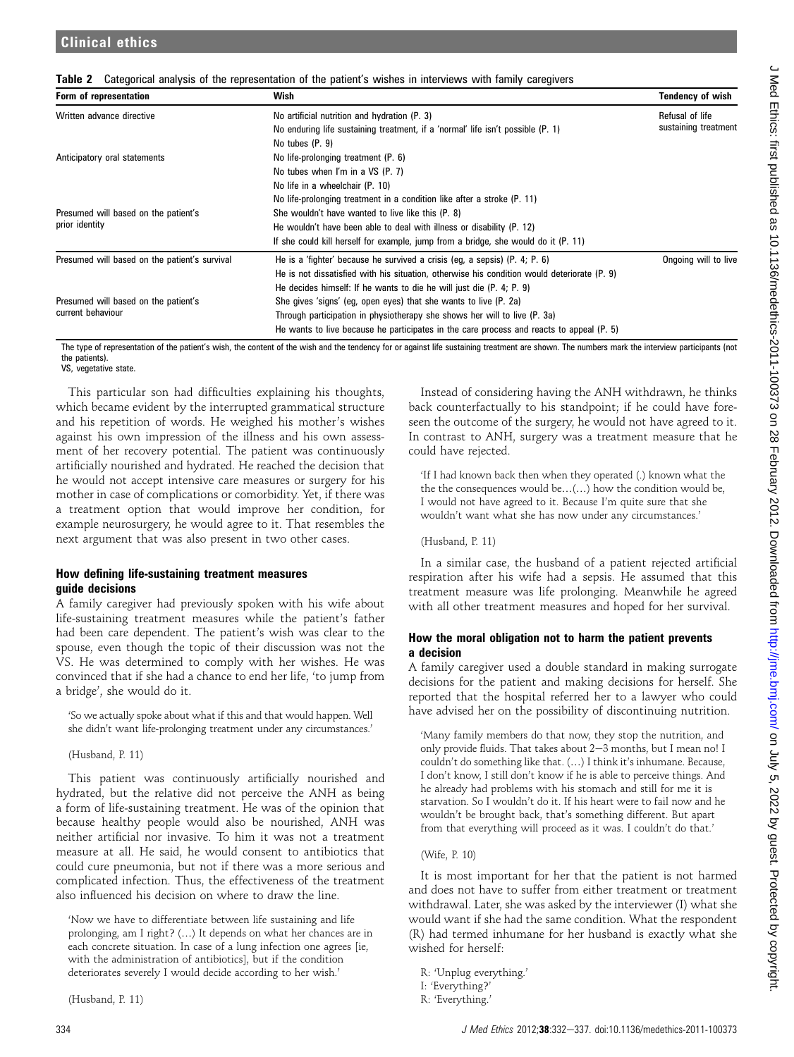**Table 2** Categorical analysis of the representation of the patient's wishes in interviews with family caregivers

| Form of representation | Wish | Tendency of wish |
|---|---|---|
| Written advance directive | No artificial nutrition and hydration (P. 3) | Refusal of life sustaining treatment |
| | No enduring life sustaining treatment, if a 'normal' life isn't possible (P. 1) | |
| | No tubes (P. 9) | |
| Anticipatory oral statements | No life-prolonging treatment (P. 6) | |
| | No tubes when I'm in a VS (P. 7) | |
| | No life in a wheelchair (P. 10) | |
| | No life-prolonging treatment in a condition like after a stroke (P. 11) | |
| Presumed will based on the patient's prior identity | She wouldn't have wanted to live like this (P. 8) | |
| | He wouldn't have been able to deal with illness or disability (P. 12) | |
| | If she could kill herself for example, jump from a bridge, she would do it (P. 11) | |
| Presumed will based on the patient's survival | He is a 'fighter' because he survived a crisis (eg, a sepsis) (P. 4; P. 6) | Ongoing will to live |
| | He is not dissatisfied with his situation, otherwise his condition would deteriorate (P. 9) | |
| | He decides himself: If he wants to die he will just die (P. 4; P. 9) | |
| Presumed will based on the patient's current behaviour | She gives 'signs' (eg, open eyes) that she wants to live (P. 2a) | |
| | Through participation in physiotherapy she shows her will to live (P. 3a) | |
| | He wants to live because he participates in the care process and reacts to appeal (P. 5) | |

The type of representation of the patient's wish, the content of the wish and the tendency for or against life sustaining treatment are shown. The numbers mark the interview participants (not the patients).
VS, vegetative state.

This particular son had difficulties explaining his thoughts, which became evident by the interrupted grammatical structure and his repetition of words. He weighed his mother's wishes against his own impression of the illness and his own assessment of her recovery potential. The patient was continuously artificially nourished and hydrated. He reached the decision that he would not accept intensive care measures or surgery for his mother in case of complications or comorbidity. Yet, if there was a treatment option that would improve her condition, for example neurosurgery, he would agree to it. That resembles the next argument that was also present in two other cases.

### How defining life-sustaining treatment measures guide decisions

A family caregiver had previously spoken with his wife about life-sustaining treatment measures while the patient's father had been care dependent. The patient's wish was clear to the spouse, even though the topic of their discussion was not the VS. He was determined to comply with her wishes. He was convinced that if she had a chance to end her life, 'to jump from a bridge', she would do it.

> 'So we actually spoke about what if this and that would happen. Well she didn't want life-prolonging treatment under any circumstances.'
>
> (Husband, P. 11)

This patient was continuously artificially nourished and hydrated, but the relative did not perceive the ANH as being a form of life-sustaining treatment. He was of the opinion that because healthy people would also be nourished, ANH was neither artificial nor invasive. To him it was not a treatment measure at all. He said, he would consent to antibiotics that could cure pneumonia, but not if there was a more serious and complicated infection. Thus, the effectiveness of the treatment also influenced his decision on where to draw the line.

> 'Now we have to differentiate between life sustaining and life prolonging, am I right? (…) It depends on what her chances are in each concrete situation. In case of a lung infection one agrees [ie, with the administration of antibiotics], but if the condition deteriorates severely I would decide according to her wish.'
>
> (Husband, P. 11)

Instead of considering having the ANH withdrawn, he thinks back counterfactually to his standpoint; if he could have foreseen the outcome of the surgery, he would not have agreed to it. In contrast to ANH, surgery was a treatment measure that he could have rejected.

> 'If I had known back then when they operated (.) known what the the the consequences would be…(…) how the condition would be, I would not have agreed to it. Because I'm quite sure that she wouldn't want what she has now under any circumstances.'
>
> (Husband, P. 11)

In a similar case, the husband of a patient rejected artificial respiration after his wife had a sepsis. He assumed that this treatment measure was life prolonging. Meanwhile he agreed with all other treatment measures and hoped for her survival.

### How the moral obligation not to harm the patient prevents a decision

A family caregiver used a double standard in making surrogate decisions for the patient and making decisions for herself. She reported that the hospital referred her to a lawyer who could have advised her on the possibility of discontinuing nutrition.

> 'Many family members do that now, they stop the nutrition, and only provide fluids. That takes about 2–3 months, but I mean no! I couldn't do something like that. (…) I think it's inhumane. Because, I don't know, I still don't know if he is able to perceive things. And he already had problems with his stomach and still for me it is starvation. So I wouldn't do it. If his heart were to fail now and he wouldn't be brought back, that's something different. But apart from that everything will proceed as it was. I couldn't do that.'
>
> (Wife, P. 10)

It is most important for her that the patient is not harmed and does not have to suffer from either treatment or treatment withdrawal. Later, she was asked by the interviewer (I) what she would want if she had the same condition. What the respondent (R) had termed inhumane for her husband is exactly what she wished for herself:

> R: 'Unplug everything.'
> I: 'Everything?'
> R: 'Everything.'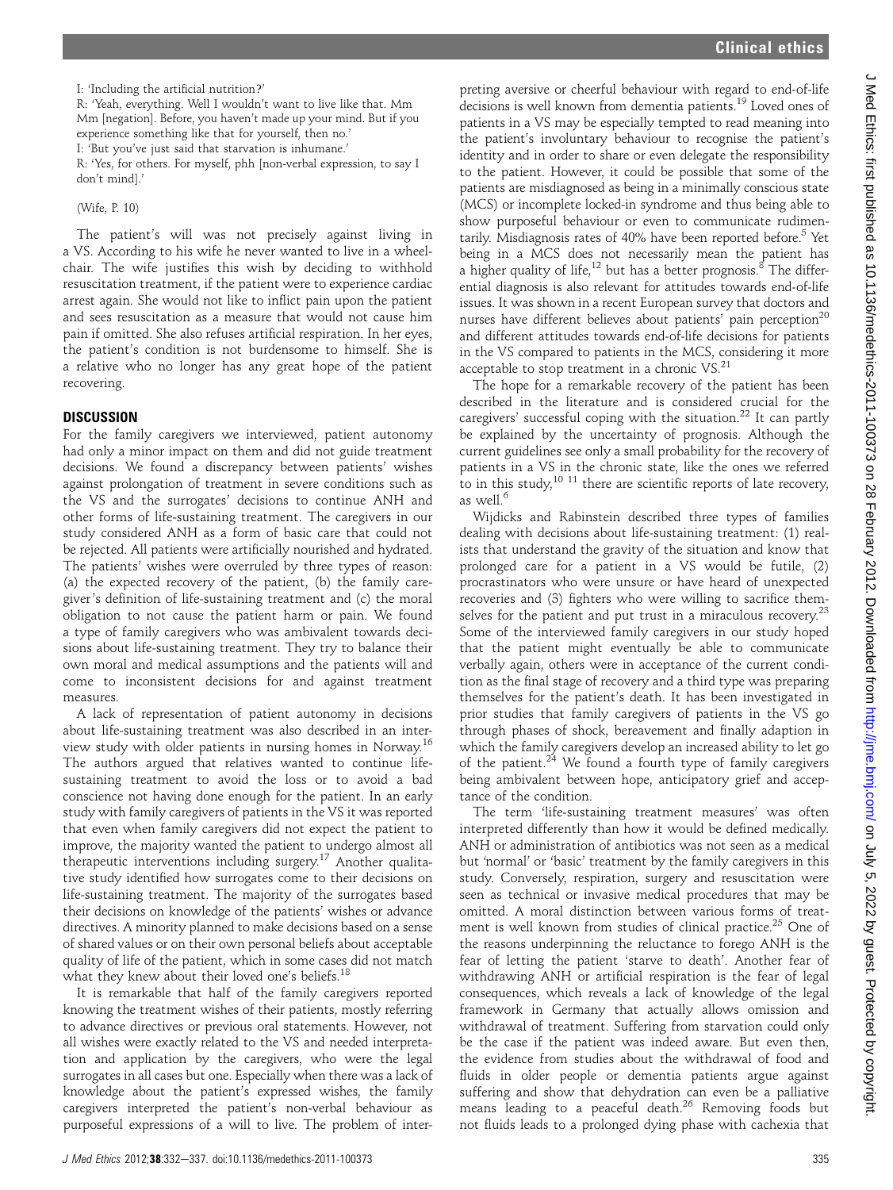I: 'Including the artificial nutrition?'

R: 'Yeah, everything. Well I wouldn't want to live like that. Mm Mm [negation]. Before, you haven't made up your mind. But if you experience something like that for yourself, then no.'

I: 'But you've just said that starvation is inhumane.'

R: 'Yes, for others. For myself, phh [non-verbal expression, to say I don't mind].'

(Wife, P. 10)

The patient's will was not precisely against living in a VS. According to his wife he never wanted to live in a wheelchair. The wife justifies this wish by deciding to withhold resuscitation treatment, if the patient were to experience cardiac arrest again. She would not like to inflict pain upon the patient and sees resuscitation as a measure that would not cause him pain if omitted. She also refuses artificial respiration. In her eyes, the patient's condition is not burdensome to himself. She is a relative who no longer has any great hope of the patient recovering.

## DISCUSSION

For the family caregivers we interviewed, patient autonomy had only a minor impact on them and did not guide treatment decisions. We found a discrepancy between patients' wishes against prolongation of treatment in severe conditions such as the VS and the surrogates' decisions to continue ANH and other forms of life-sustaining treatment. The caregivers in our study considered ANH as a form of basic care that could not be rejected. All patients were artificially nourished and hydrated. The patients' wishes were overruled by three types of reason: (a) the expected recovery of the patient, (b) the family caregiver's definition of life-sustaining treatment and (c) the moral obligation to not cause the patient harm or pain. We found a type of family caregivers who was ambivalent towards decisions about life-sustaining treatment. They try to balance their own moral and medical assumptions and the patients will and come to inconsistent decisions for and against treatment measures.

A lack of representation of patient autonomy in decisions about life-sustaining treatment was also described in an interview study with older patients in nursing homes in Norway.[16] The authors argued that relatives wanted to continue life-sustaining treatment to avoid the loss or to avoid a bad conscience not having done enough for the patient. In an early study with family caregivers of patients in the VS it was reported that even when family caregivers did not expect the patient to improve, the majority wanted the patient to undergo almost all therapeutic interventions including surgery.[17] Another qualitative study identified how surrogates come to their decisions on life-sustaining treatment. The majority of the surrogates based their decisions on knowledge of the patients' wishes or advance directives. A minority planned to make decisions based on a sense of shared values or on their own personal beliefs about acceptable quality of life of the patient, which in some cases did not match what they knew about their loved one's beliefs.[18]

It is remarkable that half of the family caregivers reported knowing the treatment wishes of their patients, mostly referring to advance directives or previous oral statements. However, not all wishes were exactly related to the VS and needed interpretation and application by the caregivers, who were the legal surrogates in all cases but one. Especially when there was a lack of knowledge about the patient's expressed wishes, the family caregivers interpreted the patient's non-verbal behaviour as purposeful expressions of a will to live. The problem of interpreting aversive or cheerful behaviour with regard to end-of-life decisions is well known from dementia patients.[19] Loved ones of patients in a VS may be especially tempted to read meaning into the patient's involuntary behaviour to recognise the patient's identity and in order to share or even delegate the responsibility to the patient. However, it could be possible that some of the patients are misdiagnosed as being in a minimally conscious state (MCS) or incomplete locked-in syndrome and thus being able to show purposeful behaviour or even to communicate rudimentarily. Misdiagnosis rates of 40% have been reported before.[5] Yet being in a MCS does not necessarily mean the patient has a higher quality of life,[12] but has a better prognosis.[8] The differential diagnosis is also relevant for attitudes towards end-of-life issues. It was shown in a recent European survey that doctors and nurses have different believes about patients' pain perception[20] and different attitudes towards end-of-life decisions for patients in the VS compared to patients in the MCS, considering it more acceptable to stop treatment in a chronic VS.[21]

The hope for a remarkable recovery of the patient has been described in the literature and is considered crucial for the caregivers' successful coping with the situation.[22] It can partly be explained by the uncertainty of prognosis. Although the current guidelines see only a small probability for the recovery of patients in a VS in the chronic state, like the ones we referred to in this study,[10 11] there are scientific reports of late recovery, as well.[6]

Wijdicks and Rabinstein described three types of families dealing with decisions about life-sustaining treatment: (1) realists that understand the gravity of the situation and know that prolonged care for a patient in a VS would be futile, (2) procrastinators who were unsure or have heard of unexpected recoveries and (3) fighters who were willing to sacrifice themselves for the patient and put trust in a miraculous recovery.[23] Some of the interviewed family caregivers in our study hoped that the patient might eventually be able to communicate verbally again, others were in acceptance of the current condition as the final stage of recovery and a third type was preparing themselves for the patient's death. It has been investigated in prior studies that family caregivers of patients in the VS go through phases of shock, bereavement and finally adaption in which the family caregivers develop an increased ability to let go of the patient.[24] We found a fourth type of family caregivers being ambivalent between hope, anticipatory grief and acceptance of the condition.

The term 'life-sustaining treatment measures' was often interpreted differently than how it would be defined medically. ANH or administration of antibiotics was not seen as a medical but 'normal' or 'basic' treatment by the family caregivers in this study. Conversely, respiration, surgery and resuscitation were seen as technical or invasive medical procedures that may be omitted. A moral distinction between various forms of treatment is well known from studies of clinical practice.[25] One of the reasons underpinning the reluctance to forego ANH is the fear of letting the patient 'starve to death'. Another fear of withdrawing ANH or artificial respiration is the fear of legal consequences, which reveals a lack of knowledge of the legal framework in Germany that actually allows omission and withdrawal of treatment. Suffering from starvation could only be the case if the patient was indeed aware. But even then, the evidence from studies about the withdrawal of food and fluids in older people or dementia patients argue against suffering and show that dehydration can even be a palliative means leading to a peaceful death.[26] Removing foods but not fluids leads to a prolonged dying phase with cachexia that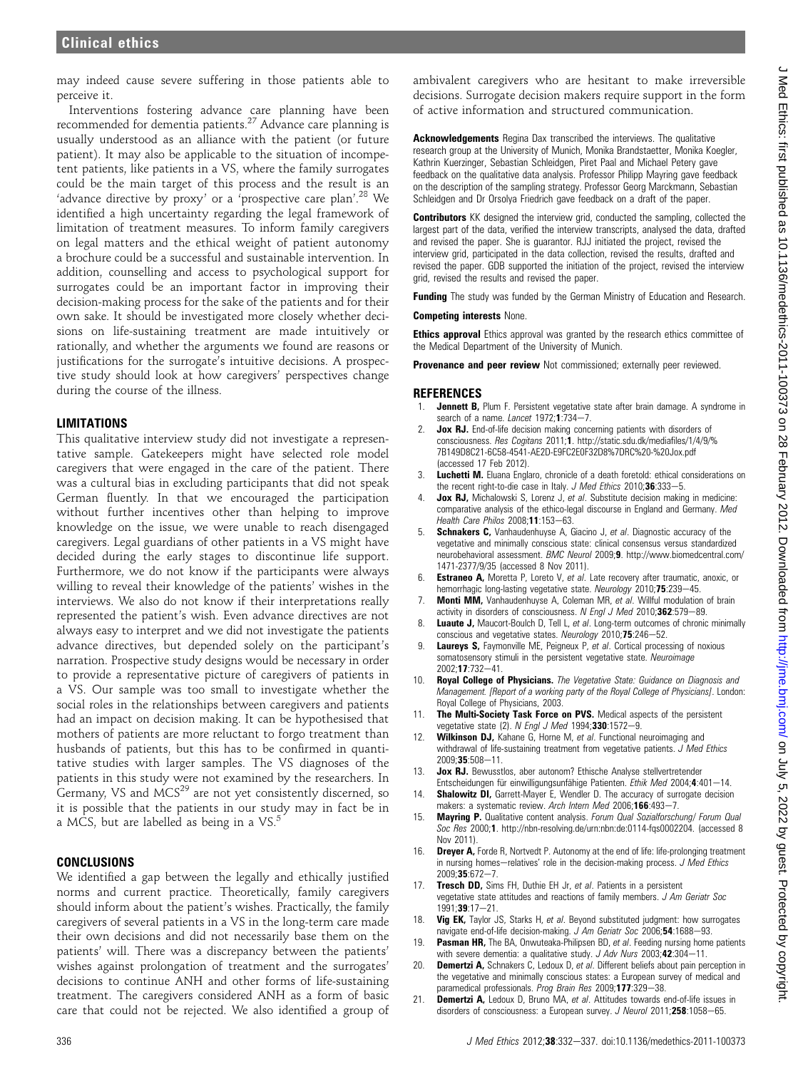may indeed cause severe suffering in those patients able to perceive it.

Interventions fostering advance care planning have been recommended for dementia patients.[27] Advance care planning is usually understood as an alliance with the patient (or future patient). It may also be applicable to the situation of incompetent patients, like patients in a VS, where the family surrogates could be the main target of this process and the result is an 'advance directive by proxy' or a 'prospective care plan'.[28] We identified a high uncertainty regarding the legal framework of limitation of treatment measures. To inform family caregivers on legal matters and the ethical weight of patient autonomy a brochure could be a successful and sustainable intervention. In addition, counselling and access to psychological support for surrogates could be an important factor in improving their decision-making process for the sake of the patients and for their own sake. It should be investigated more closely whether decisions on life-sustaining treatment are made intuitively or rationally, and whether the arguments we found are reasons or justifications for the surrogate's intuitive decisions. A prospective study should look at how caregivers' perspectives change during the course of the illness.

## LIMITATIONS

This qualitative interview study did not investigate a representative sample. Gatekeepers might have selected role model caregivers that were engaged in the care of the patient. There was a cultural bias in excluding participants that did not speak German fluently. In that we encouraged the participation without further incentives other than helping to improve knowledge on the issue, we were unable to reach disengaged caregivers. Legal guardians of other patients in a VS might have decided during the early stages to discontinue life support. Furthermore, we do not know if the participants were always willing to reveal their knowledge of the patients' wishes in the interviews. We also do not know if their interpretations really represented the patient's wish. Even advance directives are not always easy to interpret and we did not investigate the patients advance directives, but depended solely on the participant's narration. Prospective study designs would be necessary in order to provide a representative picture of caregivers of patients in a VS. Our sample was too small to investigate whether the social roles in the relationships between caregivers and patients had an impact on decision making. It can be hypothesised that mothers of patients are more reluctant to forgo treatment than husbands of patients, but this has to be confirmed in quantitative studies with larger samples. The VS diagnoses of the patients in this study were not examined by the researchers. In Germany, VS and MCS[29] are not yet consistently discerned, so it is possible that the patients in our study may in fact be in a MCS, but are labelled as being in a VS.[5]

## CONCLUSIONS

We identified a gap between the legally and ethically justified norms and current practice. Theoretically, family caregivers should inform about the patient's wishes. Practically, the family caregivers of several patients in a VS in the long-term care made their own decisions and did not necessarily base them on the patients' will. There was a discrepancy between the patients' wishes against prolongation of treatment and the surrogates' decisions to continue ANH and other forms of life-sustaining treatment. The caregivers considered ANH as a form of basic care that could not be rejected. We also identified a group of ambivalent caregivers who are hesitant to make irreversible decisions. Surrogate decision makers require support in the form of active information and structured communication.

**Acknowledgements** Regina Dax transcribed the interviews. The qualitative research group at the University of Munich, Monika Brandstaetter, Monika Koegler, Kathrin Kuerzinger, Sebastian Schleidgen, Piret Paal and Michael Petery gave feedback on the qualitative data analysis. Professor Philipp Mayring gave feedback on the description of the sampling strategy. Professor Georg Marckmann, Sebastian Schleidgen and Dr Orsolya Friedrich gave feedback on a draft of the paper.

**Contributors** KK designed the interview grid, conducted the sampling, collected the largest part of the data, verified the interview transcripts, analysed the data, drafted and revised the paper. She is guarantor. RJJ initiated the project, revised the interview grid, participated in the data collection, revised the results, drafted and revised the paper. GDB supported the initiation of the project, revised the interview grid, revised the results and revised the paper.

**Funding** The study was funded by the German Ministry of Education and Research.

**Competing interests** None.

**Ethics approval** Ethics approval was granted by the research ethics committee of the Medical Department of the University of Munich.

**Provenance and peer review** Not commissioned; externally peer reviewed.

## REFERENCES

1. **Jennett B,** Plum F. Persistent vegetative state after brain damage. A syndrome in search of a name. *Lancet* 1972;**1**:734—7.
2. **Jox RJ.** End-of-life decision making concerning patients with disorders of consciousness. *Res Cogitans* 2011;**1**. http://static.sdu.dk/mediafiles/1/4/9/%7B149D8C21-6C58-4541-AE2D-E9FC2E0F32D8%7DRC%20-%20Jox.pdf (accessed 17 Feb 2012).
3. **Luchetti M.** Eluana Englaro, chronicle of a death foretold: ethical considerations on the recent right-to-die case in Italy. *J Med Ethics* 2010;**36**:333—5.
4. **Jox RJ,** Michalowski S, Lorenz J, *et al*. Substitute decision making in medicine: comparative analysis of the ethico-legal discourse in England and Germany. *Med Health Care Philos* 2008;**11**:153—63.
5. **Schnakers C,** Vanhaudenhuyse A, Giacino J, *et al*. Diagnostic accuracy of the vegetative and minimally conscious state: clinical consensus versus standardized neurobehavioral assessment. *BMC Neurol* 2009;**9**. http://www.biomedcentral.com/1471-2377/9/35 (accessed 8 Nov 2011).
6. **Estraneo A,** Moretta P, Loreto V, *et al*. Late recovery after traumatic, anoxic, or hemorrhagic long-lasting vegetative state. *Neurology* 2010;**75**:239—45.
7. **Monti MM,** Vanhaudenhuyse A, Coleman MR, *et al*. Willful modulation of brain activity in disorders of consciousness. *N Engl J Med* 2010;**362**:579—89.
8. **Luaute J,** Maucort-Boulch D, Tell L, *et al*. Long-term outcomes of chronic minimally conscious and vegetative states. *Neurology* 2010;**75**:246—52.
9. **Laureys S,** Faymonville ME, Peigneux P, *et al*. Cortical processing of noxious somatosensory stimuli in the persistent vegetative state. *Neuroimage* 2002;**17**:732—41.
10. **Royal College of Physicians.** *The Vegetative State: Guidance on Diagnosis and Management. [Report of a working party of the Royal College of Physicians]*. London: Royal College of Physicians, 2003.
11. **The Multi-Society Task Force on PVS.** Medical aspects of the persistent vegetative state (2). *N Engl J Med* 1994;**330**:1572—9.
12. **Wilkinson DJ,** Kahane G, Horne M, *et al*. Functional neuroimaging and withdrawal of life-sustaining treatment from vegetative patients. *J Med Ethics* 2009;**35**:508—11.
13. **Jox RJ.** Bewusstlos, aber autonom? Ethische Analyse stellvertretender Entscheidungen für einwilligungsunfähige Patienten. *Ethik Med* 2004;**4**:401—14.
14. **Shalowitz DI,** Garrett-Mayer E, Wendler D. The accuracy of surrogate decision makers: a systematic review. *Arch Intern Med* 2006;**166**:493—7.
15. **Mayring P.** Qualitative content analysis. *Forum Qual Sozialforschung/ Forum Qual Soc Res* 2000;**1**. http://nbn-resolving.de/urn:nbn:de:0114-fqs0002204. (accessed 8 Nov 2011).
16. **Dreyer A,** Forde R, Nortvedt P. Autonomy at the end of life: life-prolonging treatment in nursing homes—relatives' role in the decision-making process. *J Med Ethics* 2009;**35**:672—7.
17. **Tresch DD,** Sims FH, Duthie EH Jr, *et al*. Patients in a persistent vegetative state attitudes and reactions of family members. *J Am Geriatr Soc* 1991;**39**:17—21.
18. **Vig EK,** Taylor JS, Starks H, *et al*. Beyond substituted judgment: how surrogates navigate end-of-life decision-making. *J Am Geriatr Soc* 2006;**54**:1688—93.
19. **Pasman HR,** The BA, Onwuteaka-Philipsen BD, *et al*. Feeding nursing home patients with severe dementia: a qualitative study. *J Adv Nurs* 2003;**42**:304—11.
20. **Demertzi A,** Schnakers C, Ledoux D, *et al*. Different beliefs about pain perception in the vegetative and minimally conscious states: a European survey of medical and paramedical professionals. *Prog Brain Res* 2009;**177**:329—38.
21. **Demertzi A,** Ledoux D, Bruno MA, *et al*. Attitudes towards end-of-life issues in disorders of consciousness: a European survey. *J Neurol* 2011;**258**:1058—65.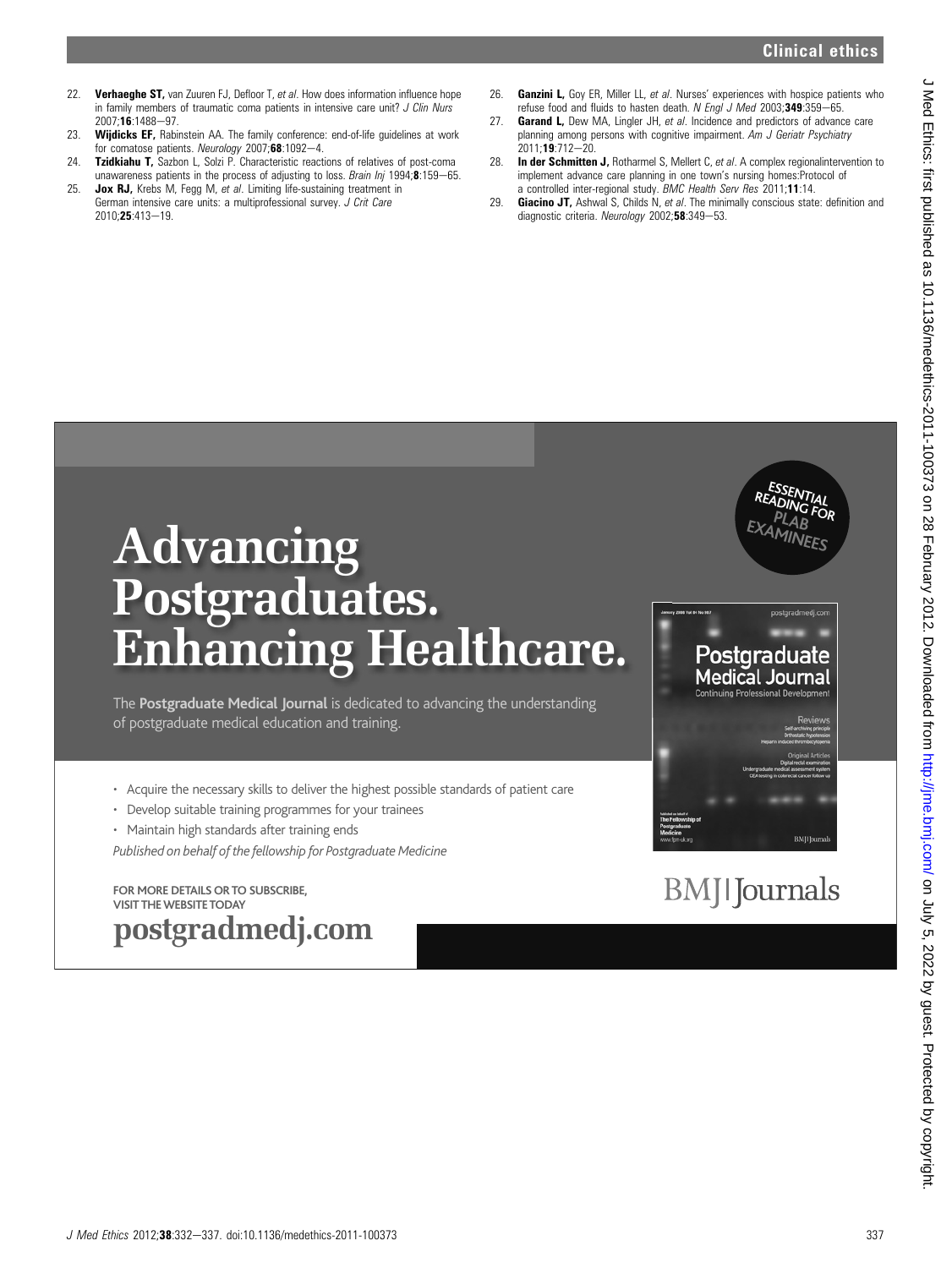22. **Verhaeghe ST,** van Zuuren FJ, Defloor T, *et al*. How does information influence hope in family members of traumatic coma patients in intensive care unit? *J Clin Nurs* 2007;**16**:1488−97.
23. **Wijdicks EF,** Rabinstein AA. The family conference: end-of-life guidelines at work for comatose patients. *Neurology* 2007;**68**:1092−4.
24. **Tzidkiahu T,** Sazbon L, Solzi P. Characteristic reactions of relatives of post-coma unawareness patients in the process of adjusting to loss. *Brain Inj* 1994;**8**:159−65.
25. **Jox RJ,** Krebs M, Fegg M, *et al*. Limiting life-sustaining treatment in German intensive care units: a multiprofessional survey. *J Crit Care* 2010;**25**:413−19.
26. **Ganzini L,** Goy ER, Miller LL, *et al*. Nurses' experiences with hospice patients who refuse food and fluids to hasten death. *N Engl J Med* 2003;**349**:359−65.
27. **Garand L,** Dew MA, Lingler JH, *et al*. Incidence and predictors of advance care planning among persons with cognitive impairment. *Am J Geriatr Psychiatry* 2011;**19**:712−20.
28. **In der Schmitten J,** Rotharmel S, Mellert C, *et al*. A complex regionalintervention to implement advance care planning in one town's nursing homes:Protocol of a controlled inter-regional study. *BMC Health Serv Res* 2011;**11**:14.
29. **Giacino JT,** Ashwal S, Childs N, *et al*. The minimally conscious state: definition and diagnostic criteria. *Neurology* 2002;**58**:349−53.

# Advancing Postgraduates. Enhancing Healthcare.

The **Postgraduate Medical Journal** is dedicated to advancing the understanding of postgraduate medical education and training.

ESSENTIAL READING FOR PLAB EXAMINEES

- Acquire the necessary skills to deliver the highest possible standards of patient care
- Develop suitable training programmes for your trainees
- Maintain high standards after training ends

*Published on behalf of the fellowship for Postgraduate Medicine*

FOR MORE DETAILS OR TO SUBSCRIBE, VISIT THE WEBSITE TODAY

**postgradmedj.com**

BMJ|Journals